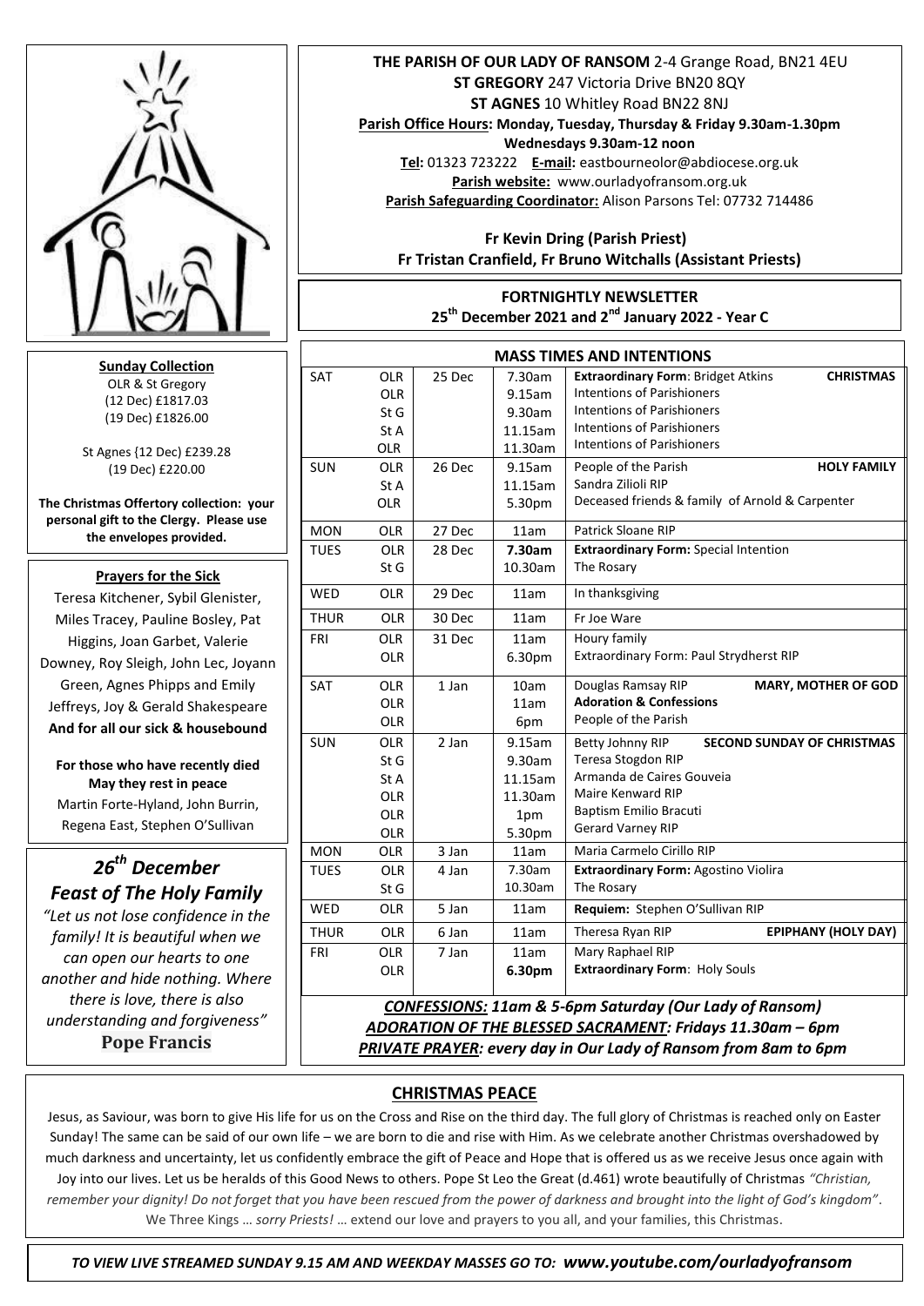**THE PARISH OF OUR LADY OF RANSOM** 2-4 Grange Road, BN21 4EU
**ST GREGORY** 247 Victoria Drive BN20 8QY
**ST AGNES** 10 Whitley Road BN22 8NJ
**Parish Office Hours: Monday, Tuesday, Thursday & Friday 9.30am-1.30pm**
**Wednesdays 9.30am-12 noon**
**Tel:** 01323 723222 **E-mail:** eastbourneolor@abdiocese.org.uk
**Parish website:** www.ourladyofransom.org.uk
**Parish Safeguarding Coordinator:** Alison Parsons Tel: 07732 714486

**Fr Kevin Dring (Parish Priest)**
**Fr Tristan Cranfield, Fr Bruno Witchalls (Assistant Priests)**

**FORTNIGHTLY NEWSLETTER**
**25th December 2021 and 2nd January 2022 - Year C**

**Sunday Collection**
OLR & St Gregory
(12 Dec) £1817.03
(19 Dec) £1826.00

St Agnes {12 Dec) £239.28
(19 Dec) £220.00

**The Christmas Offertory collection: your personal gift to the Clergy. Please use the envelopes provided.**

**Prayers for the Sick**

Teresa Kitchener, Sybil Glenister, Miles Tracey, Pauline Bosley, Pat Higgins, Joan Garbet, Valerie Downey, Roy Sleigh, John Lec, Joyann Green, Agnes Phipps and Emily Jeffreys, Joy & Gerald Shakespeare
**And for all our sick & housebound**

**For those who have recently died May they rest in peace**
Martin Forte-Hyland, John Burrin, Regena East, Stephen O'Sullivan

## *26th December Feast of The Holy Family*

*"Let us not lose confidence in the family! It is beautiful when we can open our hearts to one another and hide nothing. Where there is love, there is also understanding and forgiveness"*
**Pope Francis**

**MASS TIMES AND INTENTIONS**

| Day | Church | Date | Time | Intention | Feast |
|---|---|---|---|---|---|
| SAT | OLR | 25 Dec | 7.30am | **Extraordinary Form**: Bridget Atkins | **CHRISTMAS** |
| | OLR | | 9.15am | Intentions of Parishioners | |
| | St G | | 9.30am | Intentions of Parishioners | |
| | St A | | 11.15am | Intentions of Parishioners | |
| | OLR | | 11.30am | Intentions of Parishioners | |
| SUN | OLR | 26 Dec | 9.15am | People of the Parish | **HOLY FAMILY** |
| | St A | | 11.15am | Sandra Zilioli RIP | |
| | OLR | | 5.30pm | Deceased friends & family of Arnold & Carpenter | |
| MON | OLR | 27 Dec | 11am | Patrick Sloane RIP | |
| TUES | OLR | 28 Dec | **7.30am** | **Extraordinary Form:** Special Intention | |
| | St G | | 10.30am | The Rosary | |
| WED | OLR | 29 Dec | 11am | In thanksgiving | |
| THUR | OLR | 30 Dec | 11am | Fr Joe Ware | |
| FRI | OLR | 31 Dec | 11am | Houry family | |
| | OLR | | 6.30pm | Extraordinary Form: Paul Strydherst RIP | |
| SAT | OLR | 1 Jan | 10am | Douglas Ramsay RIP | **MARY, MOTHER OF GOD** |
| | OLR | | 11am | **Adoration & Confessions** | |
| | OLR | | 6pm | People of the Parish | |
| SUN | OLR | 2 Jan | 9.15am | Betty Johnny RIP | **SECOND SUNDAY OF CHRISTMAS** |
| | St G | | 9.30am | Teresa Stogdon RIP | |
| | St A | | 11.15am | Armanda de Caires Gouveia | |
| | OLR | | 11.30am | Maire Kenward RIP | |
| | OLR | | 1pm | Baptism Emilio Bracuti | |
| | OLR | | 5.30pm | Gerard Varney RIP | |
| MON | OLR | 3 Jan | 11am | Maria Carmelo Cirillo RIP | |
| TUES | OLR | 4 Jan | 7.30am | **Extraordinary Form:** Agostino Violira | |
| | St G | | 10.30am | The Rosary | |
| WED | OLR | 5 Jan | 11am | **Requiem:** Stephen O'Sullivan RIP | |
| THUR | OLR | 6 Jan | 11am | Theresa Ryan RIP | **EPIPHANY (HOLY DAY)** |
| FRI | OLR | 7 Jan | 11am | Mary Raphael RIP | |
| | OLR | | **6.30pm** | **Extraordinary Form**: Holy Souls | |

***CONFESSIONS: 11am & 5-6pm Saturday (Our Lady of Ransom)***
***ADORATION OF THE BLESSED SACRAMENT: Fridays 11.30am – 6pm***
***PRIVATE PRAYER: every day in Our Lady of Ransom from 8am to 6pm***

## CHRISTMAS PEACE

Jesus, as Saviour, was born to give His life for us on the Cross and Rise on the third day. The full glory of Christmas is reached only on Easter Sunday! The same can be said of our own life – we are born to die and rise with Him. As we celebrate another Christmas overshadowed by much darkness and uncertainty, let us confidently embrace the gift of Peace and Hope that is offered us as we receive Jesus once again with Joy into our lives. Let us be heralds of this Good News to others. Pope St Leo the Great (d.461) wrote beautifully of Christmas *"Christian, remember your dignity! Do not forget that you have been rescued from the power of darkness and brought into the light of God's kingdom"*. We Three Kings … *sorry Priests!* … extend our love and prayers to you all, and your families, this Christmas.

***TO VIEW LIVE STREAMED SUNDAY 9.15 AM AND WEEKDAY MASSES GO TO: www.youtube.com/ourladyofransom***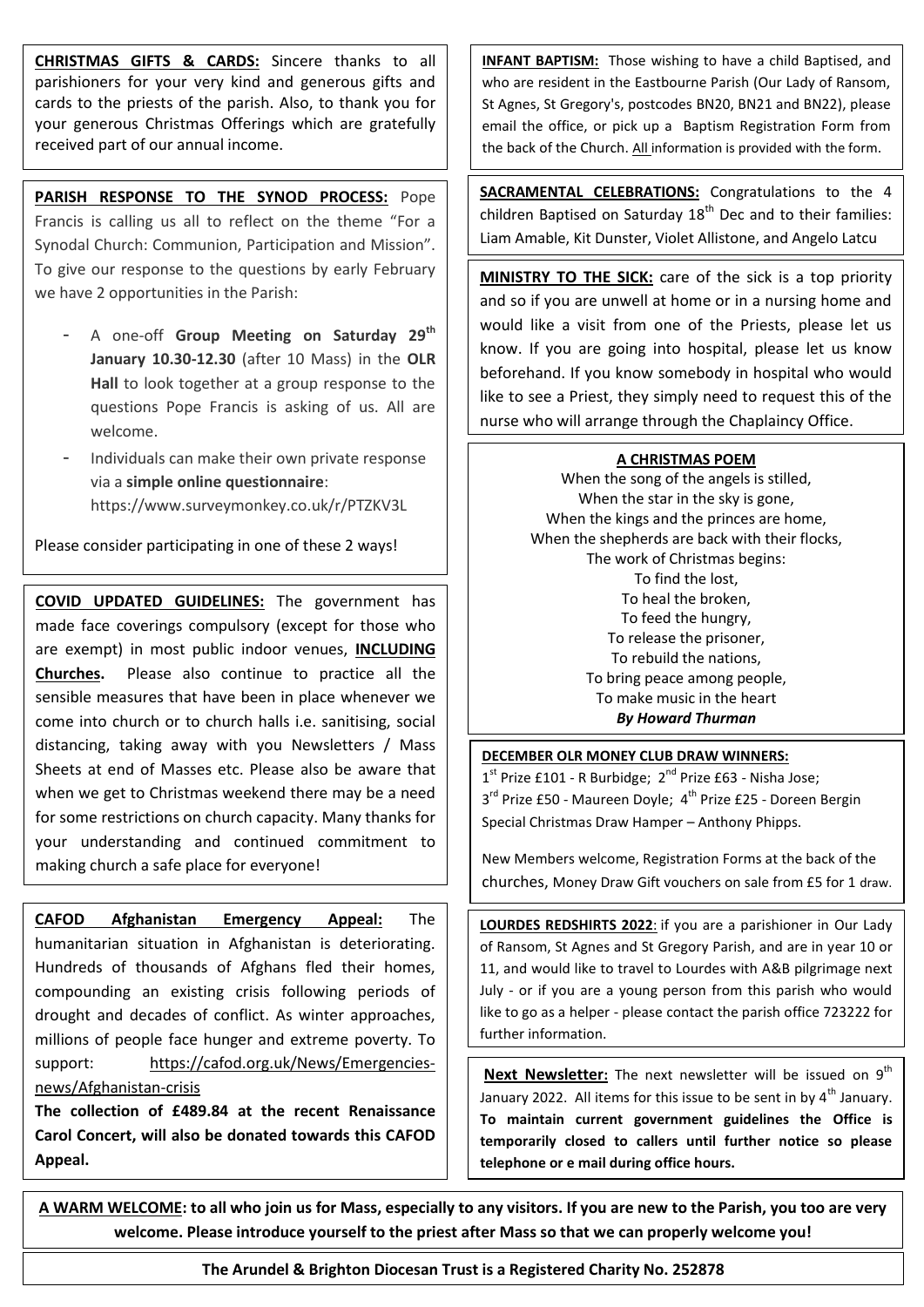**CHRISTMAS GIFTS & CARDS:** Sincere thanks to all parishioners for your very kind and generous gifts and cards to the priests of the parish. Also, to thank you for your generous Christmas Offerings which are gratefully received part of our annual income.

**PARISH RESPONSE TO THE SYNOD PROCESS:** Pope Francis is calling us all to reflect on the theme "For a Synodal Church: Communion, Participation and Mission". To give our response to the questions by early February we have 2 opportunities in the Parish:

- A one-off **Group Meeting on Saturday 29th January 10.30-12.30** (after 10 Mass) in the **OLR Hall** to look together at a group response to the questions Pope Francis is asking of us. All are welcome.
- Individuals can make their own private response via a **simple online questionnaire**: https://www.surveymonkey.co.uk/r/PTZKV3L

Please consider participating in one of these 2 ways!

**COVID UPDATED GUIDELINES:** The government has made face coverings compulsory (except for those who are exempt) in most public indoor venues, **INCLUDING Churches.** Please also continue to practice all the sensible measures that have been in place whenever we come into church or to church halls i.e. sanitising, social distancing, taking away with you Newsletters / Mass Sheets at end of Masses etc. Please also be aware that when we get to Christmas weekend there may be a need for some restrictions on church capacity. Many thanks for your understanding and continued commitment to making church a safe place for everyone!

**CAFOD Afghanistan Emergency Appeal:** The humanitarian situation in Afghanistan is deteriorating. Hundreds of thousands of Afghans fled their homes, compounding an existing crisis following periods of drought and decades of conflict. As winter approaches, millions of people face hunger and extreme poverty. To support: https://cafod.org.uk/News/Emergencies-news/Afghanistan-crisis

**The collection of £489.84 at the recent Renaissance Carol Concert, will also be donated towards this CAFOD Appeal.**

**INFANT BAPTISM:** Those wishing to have a child Baptised, and who are resident in the Eastbourne Parish (Our Lady of Ransom, St Agnes, St Gregory's, postcodes BN20, BN21 and BN22), please email the office, or pick up a Baptism Registration Form from the back of the Church. All information is provided with the form.

**SACRAMENTAL CELEBRATIONS:** Congratulations to the 4 children Baptised on Saturday 18th Dec and to their families: Liam Amable, Kit Dunster, Violet Allistone, and Angelo Latcu

**MINISTRY TO THE SICK:** care of the sick is a top priority and so if you are unwell at home or in a nursing home and would like a visit from one of the Priests, please let us know. If you are going into hospital, please let us know beforehand. If you know somebody in hospital who would like to see a Priest, they simply need to request this of the nurse who will arrange through the Chaplaincy Office.

**A CHRISTMAS POEM**

When the song of the angels is stilled,
When the star in the sky is gone,
When the kings and the princes are home,
When the shepherds are back with their flocks,
The work of Christmas begins:
To find the lost,
To heal the broken,
To feed the hungry,
To release the prisoner,
To rebuild the nations,
To bring peace among people,
To make music in the heart
***By Howard Thurman***

**DECEMBER OLR MONEY CLUB DRAW WINNERS:**
1st Prize £101 - R Burbidge; 2nd Prize £63 - Nisha Jose;
3rd Prize £50 - Maureen Doyle; 4th Prize £25 - Doreen Bergin
Special Christmas Draw Hamper – Anthony Phipps.

New Members welcome, Registration Forms at the back of the churches, Money Draw Gift vouchers on sale from £5 for 1 draw.

**LOURDES REDSHIRTS 2022**: if you are a parishioner in Our Lady of Ransom, St Agnes and St Gregory Parish, and are in year 10 or 11, and would like to travel to Lourdes with A&B pilgrimage next July - or if you are a young person from this parish who would like to go as a helper - please contact the parish office 723222 for further information.

**Next Newsletter:** The next newsletter will be issued on 9th January 2022. All items for this issue to be sent in by 4th January. **To maintain current government guidelines the Office is temporarily closed to callers until further notice so please telephone or e mail during office hours.**

**A WARM WELCOME: to all who join us for Mass, especially to any visitors. If you are new to the Parish, you too are very welcome. Please introduce yourself to the priest after Mass so that we can properly welcome you!**

**The Arundel & Brighton Diocesan Trust is a Registered Charity No. 252878**